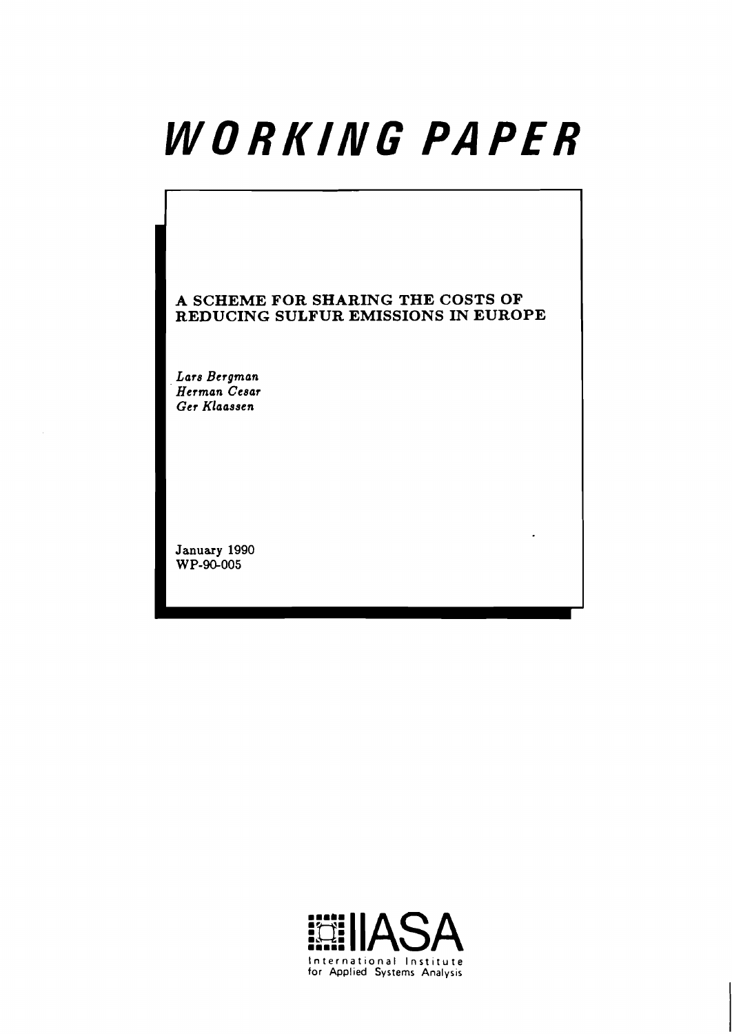# *WORKING PAPER*

## A SCHEME FOR SHARING THE COSTS OF REDUCING SULFUR EMISSIONS IN EUROPE

*Lars Bergman*
*Herman Cesar*
*Ger Klaassen*

January 1990
WP-90-005

IIASA
International Institute for Applied Systems Analysis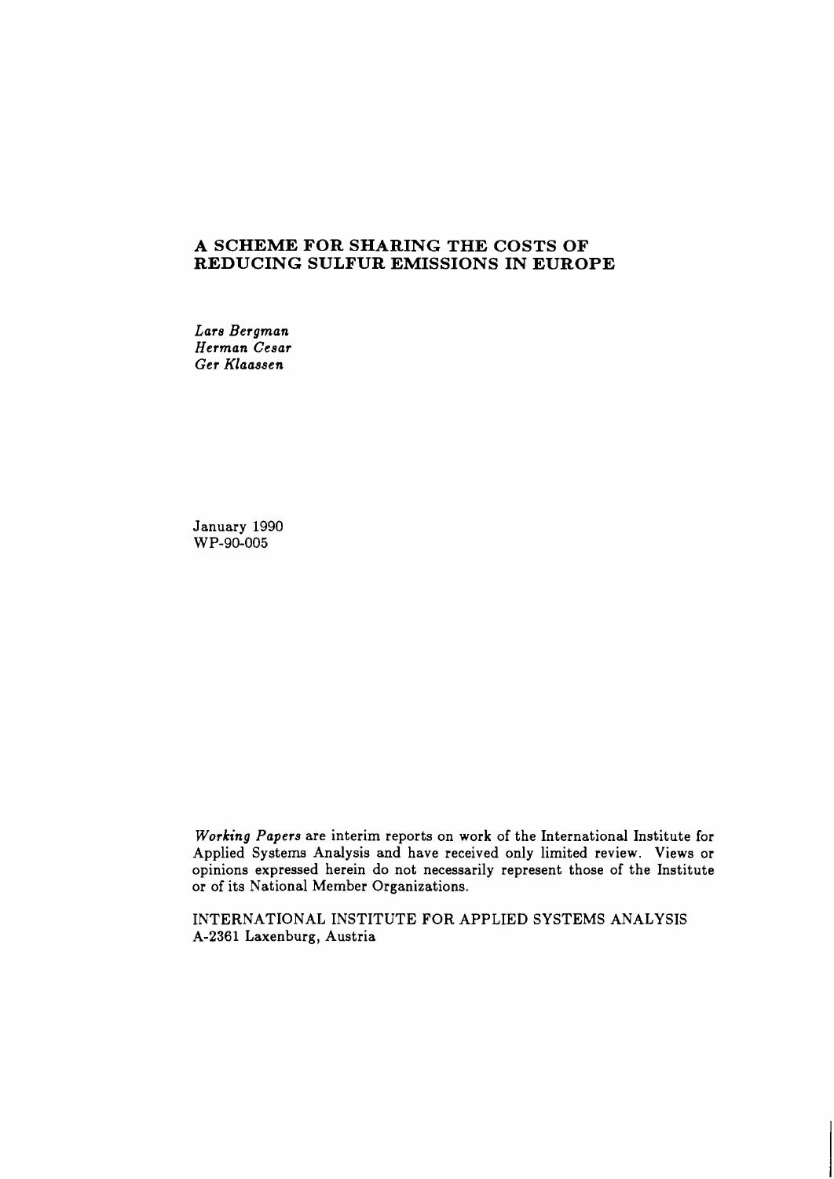# A SCHEME FOR SHARING THE COSTS OF REDUCING SULFUR EMISSIONS IN EUROPE

*Lars Bergman*
*Herman Cesar*
*Ger Klaassen*

January 1990
WP-90-005

*Working Papers* are interim reports on work of the International Institute for Applied Systems Analysis and have received only limited review. Views or opinions expressed herein do not necessarily represent those of the Institute or of its National Member Organizations.

INTERNATIONAL INSTITUTE FOR APPLIED SYSTEMS ANALYSIS
A-2361 Laxenburg, Austria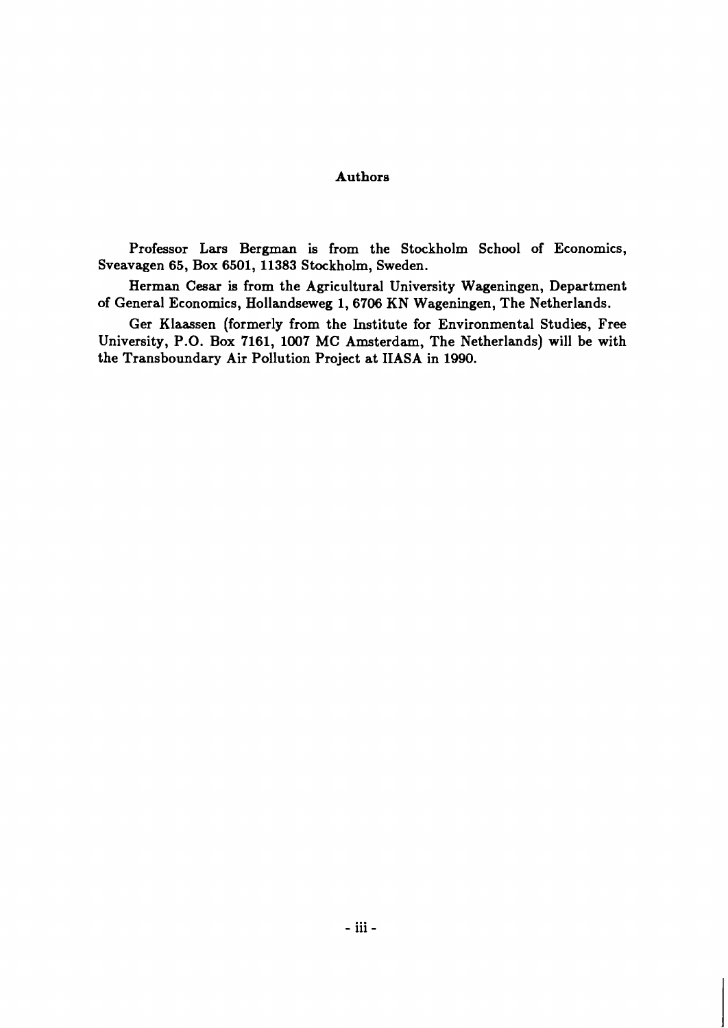## Authors

Professor Lars Bergman is from the Stockholm School of Economics, Sveavagen 65, Box 6501, 11383 Stockholm, Sweden.

Herman Cesar is from the Agricultural University Wageningen, Department of General Economics, Hollandseweg 1, 6706 KN Wageningen, The Netherlands.

Ger Klaassen (formerly from the Institute for Environmental Studies, Free University, P.O. Box 7161, 1007 MC Amsterdam, The Netherlands) will be with the Transboundary Air Pollution Project at IIASA in 1990.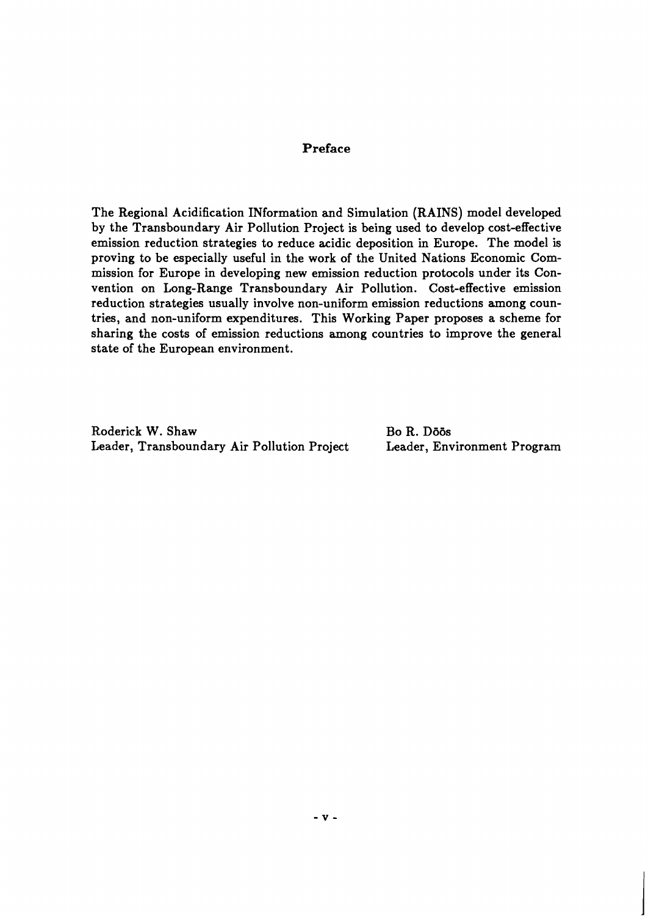## Preface

The Regional Acidification INformation and Simulation (RAINS) model developed by the Transboundary Air Pollution Project is being used to develop cost-effective emission reduction strategies to reduce acidic deposition in Europe. The model is proving to be especially useful in the work of the United Nations Economic Commission for Europe in developing new emission reduction protocols under its Convention on Long-Range Transboundary Air Pollution. Cost-effective emission reduction strategies usually involve non-uniform emission reductions among countries, and non-uniform expenditures. This Working Paper proposes a scheme for sharing the costs of emission reductions among countries to improve the general state of the European environment.

Roderick W. Shaw
Leader, Transboundary Air Pollution Project

Bo R. Döōs
Leader, Environment Program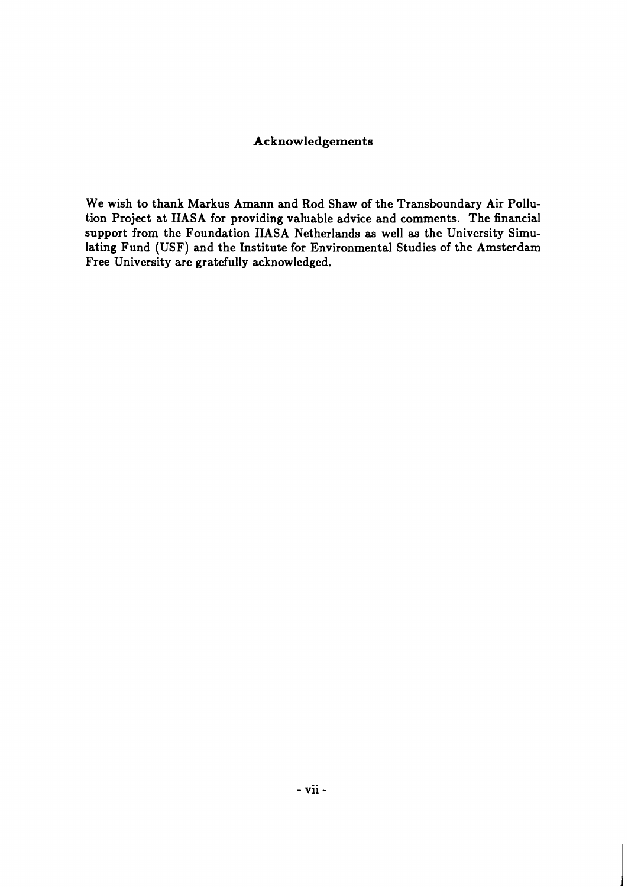## Acknowledgements

We wish to thank Markus Amann and Rod Shaw of the Transboundary Air Pollution Project at IIASA for providing valuable advice and comments. The financial support from the Foundation IIASA Netherlands as well as the University Simulating Fund (USF) and the Institute for Environmental Studies of the Amsterdam Free University are gratefully acknowledged.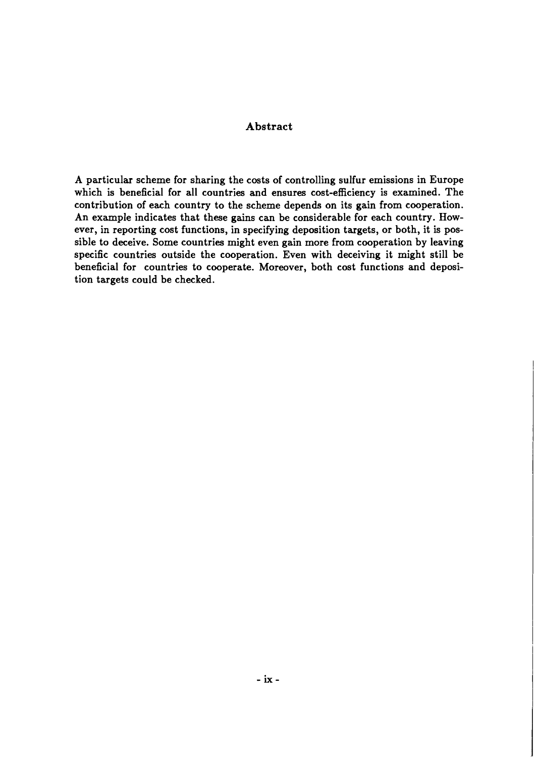## Abstract

A particular scheme for sharing the costs of controlling sulfur emissions in Europe which is beneficial for all countries and ensures cost-efficiency is examined. The contribution of each country to the scheme depends on its gain from cooperation. An example indicates that these gains can be considerable for each country. However, in reporting cost functions, in specifying deposition targets, or both, it is possible to deceive. Some countries might even gain more from cooperation by leaving specific countries outside the cooperation. Even with deceiving it might still be beneficial for countries to cooperate. Moreover, both cost functions and deposition targets could be checked.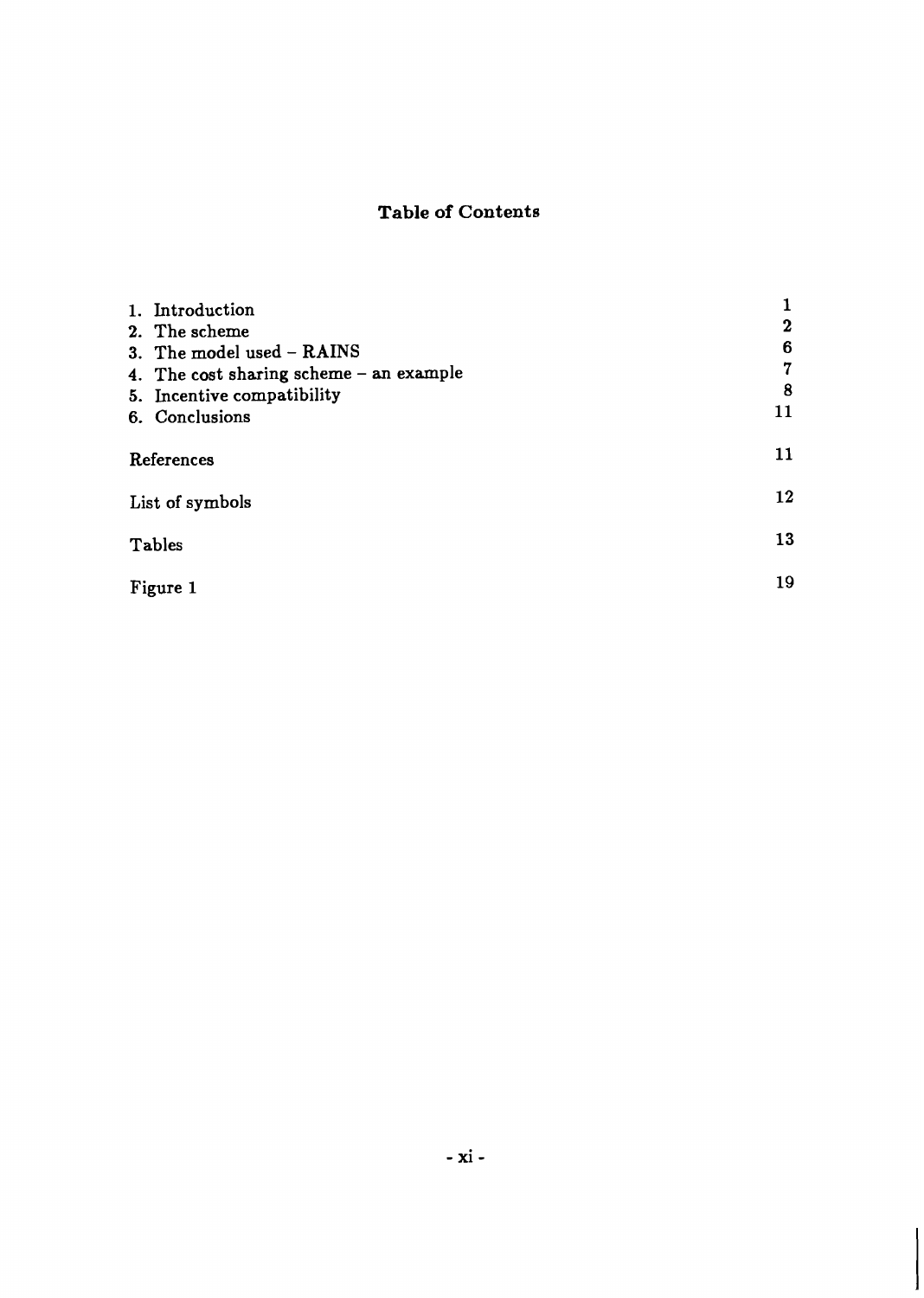# Table of Contents

| | |
|---|---|
| 1. Introduction | 1 |
| 2. The scheme | 2 |
| 3. The model used – RAINS | 6 |
| 4. The cost sharing scheme – an example | 7 |
| 5. Incentive compatibility | 8 |
| 6. Conclusions | 11 |
| References | 11 |
| List of symbols | 12 |
| Tables | 13 |
| Figure 1 | 19 |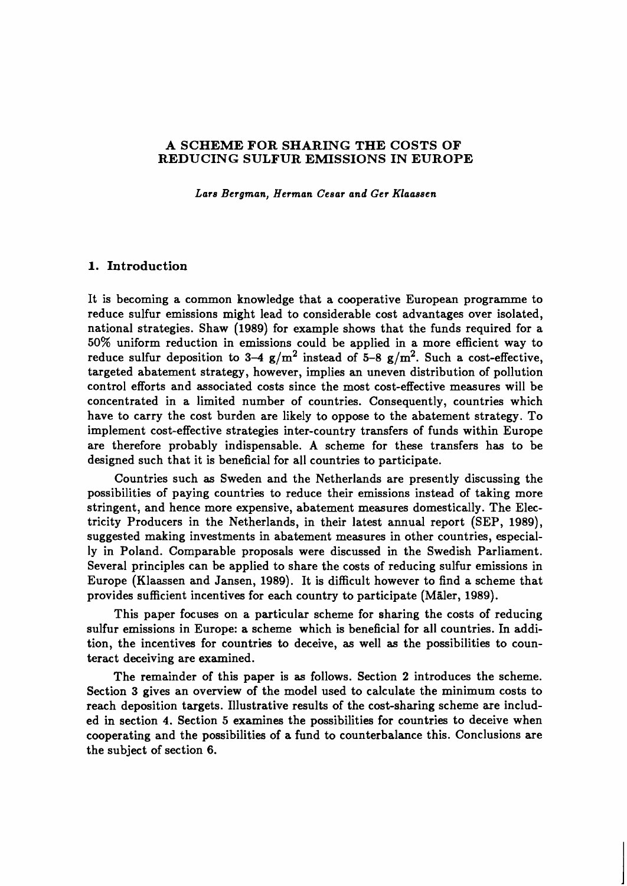# A SCHEME FOR SHARING THE COSTS OF REDUCING SULFUR EMISSIONS IN EUROPE

*Lars Bergman, Herman Cesar and Ger Klaassen*

## 1. Introduction

It is becoming a common knowledge that a cooperative European programme to reduce sulfur emissions might lead to considerable cost advantages over isolated, national strategies. Shaw (1989) for example shows that the funds required for a 50% uniform reduction in emissions could be applied in a more efficient way to reduce sulfur deposition to 3–4 $g/m^2$ instead of 5–8 $g/m^2$. Such a cost-effective, targeted abatement strategy, however, implies an uneven distribution of pollution control efforts and associated costs since the most cost-effective measures will be concentrated in a limited number of countries. Consequently, countries which have to carry the cost burden are likely to oppose to the abatement strategy. To implement cost-effective strategies inter-country transfers of funds within Europe are therefore probably indispensable. A scheme for these transfers has to be designed such that it is beneficial for all countries to participate.

Countries such as Sweden and the Netherlands are presently discussing the possibilities of paying countries to reduce their emissions instead of taking more stringent, and hence more expensive, abatement measures domestically. The Electricity Producers in the Netherlands, in their latest annual report (SEP, 1989), suggested making investments in abatement measures in other countries, especially in Poland. Comparable proposals were discussed in the Swedish Parliament. Several principles can be applied to share the costs of reducing sulfur emissions in Europe (Klaassen and Jansen, 1989). It is difficult however to find a scheme that provides sufficient incentives for each country to participate (Māler, 1989).

This paper focuses on a particular scheme for sharing the costs of reducing sulfur emissions in Europe: a scheme which is beneficial for all countries. In addition, the incentives for countries to deceive, as well as the possibilities to counteract deceiving are examined.

The remainder of this paper is as follows. Section 2 introduces the scheme. Section 3 gives an overview of the model used to calculate the minimum costs to reach deposition targets. Illustrative results of the cost-sharing scheme are included in section 4. Section 5 examines the possibilities for countries to deceive when cooperating and the possibilities of a fund to counterbalance this. Conclusions are the subject of section 6.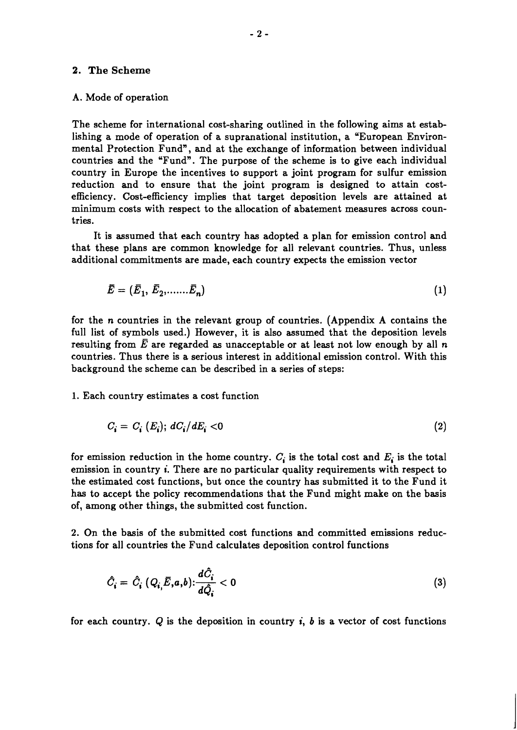## 2. The Scheme

### A. Mode of operation

The scheme for international cost-sharing outlined in the following aims at establishing a mode of operation of a supranational institution, a "European Environmental Protection Fund", and at the exchange of information between individual countries and the "Fund". The purpose of the scheme is to give each individual country in Europe the incentives to support a joint program for sulfur emission reduction and to ensure that the joint program is designed to attain cost-efficiency. Cost-efficiency implies that target deposition levels are attained at minimum costs with respect to the allocation of abatement measures across countries.

It is assumed that each country has adopted a plan for emission control and that these plans are common knowledge for all relevant countries. Thus, unless additional commitments are made, each country expects the emission vector

$$\bar{E} = (\bar{E}_1, \bar{E}_2, \ldots\ldots \bar{E}_n) \tag{1}$$

for the $n$ countries in the relevant group of countries. (Appendix A contains the full list of symbols used.) However, it is also assumed that the deposition levels resulting from $\bar{E}$ are regarded as unacceptable or at least not low enough by all $n$ countries. Thus there is a serious interest in additional emission control. With this background the scheme can be described in a series of steps:

1. Each country estimates a cost function

$$C_i = C_i\,(E_i);\ dC_i/dE_i < 0 \tag{2}$$

for emission reduction in the home country. $C_i$ is the total cost and $E_i$ is the total emission in country $i$. There are no particular quality requirements with respect to the estimated cost functions, but once the country has submitted it to the Fund it has to accept the policy recommendations that the Fund might make on the basis of, among other things, the submitted cost function.

2. On the basis of the submitted cost functions and committed emissions reductions for all countries the Fund calculates deposition control functions

$$\hat{C}_i = \hat{C}_i\,(Q_i, \bar{E}, a, b): \frac{d\hat{C}_i}{d\hat{Q}_i} < 0 \tag{3}$$

for each country. $Q$ is the deposition in country $i$, $b$ is a vector of cost functions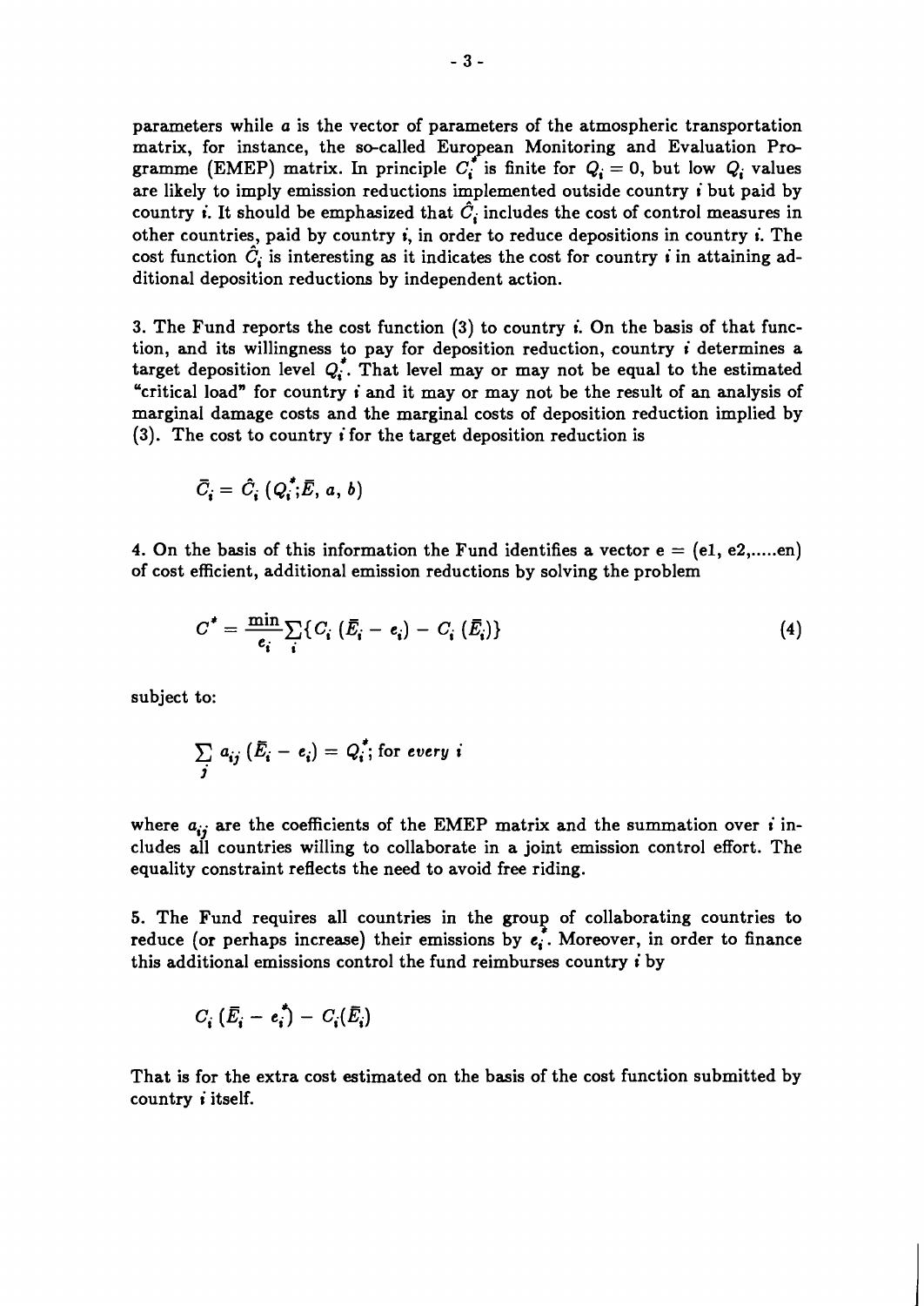parameters while $a$ is the vector of parameters of the atmospheric transportation matrix, for instance, the so-called European Monitoring and Evaluation Programme (EMEP) matrix. In principle $C_i^*$ is finite for $Q_i = 0$, but low $Q_i$ values are likely to imply emission reductions implemented outside country $i$ but paid by country $i$. It should be emphasized that $\hat{C}_i$ includes the cost of control measures in other countries, paid by country $i$, in order to reduce depositions in country $i$. The cost function $\hat{C}_i$ is interesting as it indicates the cost for country $i$ in attaining additional deposition reductions by independent action.

3. The Fund reports the cost function (3) to country $i$. On the basis of that function, and its willingness to pay for deposition reduction, country $i$ determines a target deposition level $Q_i^*$. That level may or may not be equal to the estimated "critical load" for country $i$ and it may or may not be the result of an analysis of marginal damage costs and the marginal costs of deposition reduction implied by (3). The cost to country $i$ for the target deposition reduction is

$$\bar{C}_i = \hat{C}_i\,(Q_i^*;\bar{E},\, a,\, b)$$

4. On the basis of this information the Fund identifies a vector e = (e1, e2,.....en) of cost efficient, additional emission reductions by solving the problem

$$C^* = \min_{e_i} \sum_i \{ C_i\,(\bar{E}_i - e_i) - C_i\,(\bar{E}_i) \} \tag{4}$$

subject to:

$$\sum_j a_{ij}\,(\bar{E}_i - e_i) = Q_i^*; \text{ for } every\ i$$

where $a_{ij}$ are the coefficients of the EMEP matrix and the summation over $i$ includes all countries willing to collaborate in a joint emission control effort. The equality constraint reflects the need to avoid free riding.

5. The Fund requires all countries in the group of collaborating countries to reduce (or perhaps increase) their emissions by $e_i^*$. Moreover, in order to finance this additional emissions control the fund reimburses country $i$ by

$$C_i\,(\bar{E}_i - e_i^*) - C_i(\bar{E}_i)$$

That is for the extra cost estimated on the basis of the cost function submitted by country $i$ itself.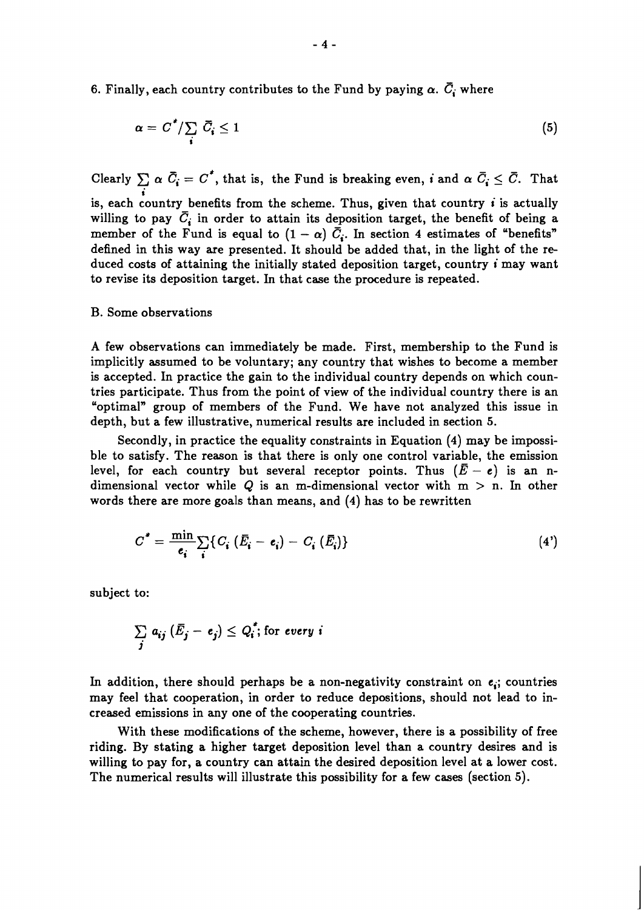6. Finally, each country contributes to the Fund by paying $\alpha . \bar{C}_i$ where

$$\alpha = C^* / \sum_i \bar{C}_i \leq 1 \tag{5}$$

Clearly $\sum_i \alpha \bar{C}_i = C^*$, that is, the Fund is breaking even, $i$ and $\alpha \bar{C}_i \leq \bar{C}$. That is, each country benefits from the scheme. Thus, given that country $i$ is actually willing to pay $\bar{C}_i$ in order to attain its deposition target, the benefit of being a member of the Fund is equal to $(1 - \alpha) \bar{C}_i$. In section 4 estimates of "benefits" defined in this way are presented. It should be added that, in the light of the reduced costs of attaining the initially stated deposition target, country $i$ may want to revise its deposition target. In that case the procedure is repeated.

## B. Some observations

A few observations can immediately be made. First, membership to the Fund is implicitly assumed to be voluntary; any country that wishes to become a member is accepted. In practice the gain to the individual country depends on which countries participate. Thus from the point of view of the individual country there is an "optimal" group of members of the Fund. We have not analyzed this issue in depth, but a few illustrative, numerical results are included in section 5.

Secondly, in practice the equality constraints in Equation (4) may be impossible to satisfy. The reason is that there is only one control variable, the emission level, for each country but several receptor points. Thus $(\bar{E} - e)$ is an n-dimensional vector while $Q$ is an m-dimensional vector with $m > n$. In other words there are more goals than means, and (4) has to be rewritten

$$C^* = \min_{e_i} \sum_i \{C_i (\bar{E}_i - e_i) - C_i (\bar{E}_i)\} \tag{4'}$$

subject to:

$$\sum_j a_{ij} (\bar{E}_j - e_j) \leq Q_i^*; \text{ for } every \ i$$

In addition, there should perhaps be a non-negativity constraint on $e_i$; countries may feel that cooperation, in order to reduce depositions, should not lead to increased emissions in any one of the cooperating countries.

With these modifications of the scheme, however, there is a possibility of free riding. By stating a higher target deposition level than a country desires and is willing to pay for, a country can attain the desired deposition level at a lower cost. The numerical results will illustrate this possibility for a few cases (section 5).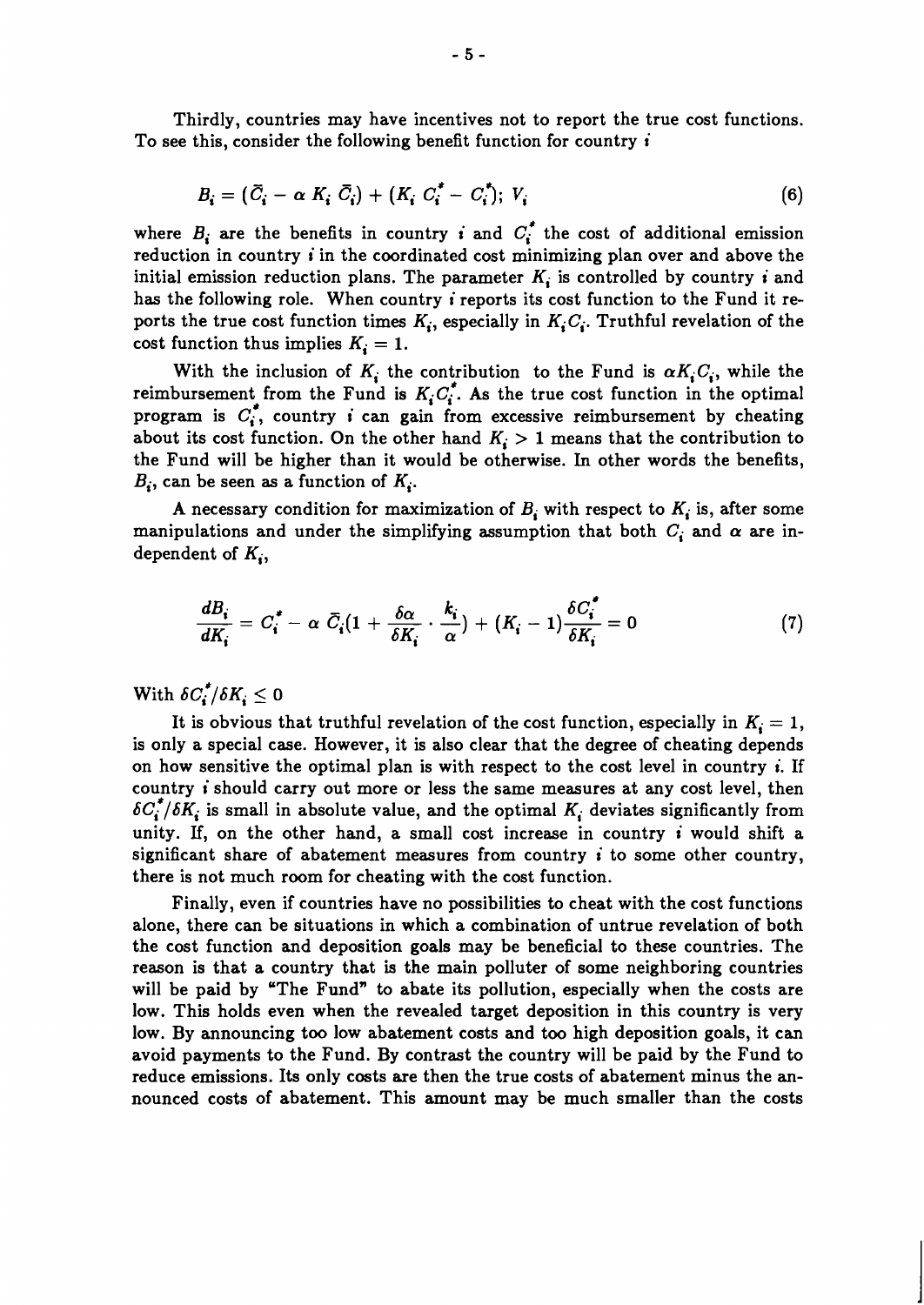Thirdly, countries may have incentives not to report the true cost functions. To see this, consider the following benefit function for country $i$

$$B_i = (\bar{C}_i - \alpha\, K_i\, \bar{C}_i) + (K_i\, C_i^* - C_i^*);\; V_i \tag{6}$$

where $B_i$ are the benefits in country $i$ and $C_i^*$ the cost of additional emission reduction in country $i$ in the coordinated cost minimizing plan over and above the initial emission reduction plans. The parameter $K_i$ is controlled by country $i$ and has the following role. When country $i$ reports its cost function to the Fund it reports the true cost function times $K_i$, especially in $K_i C_i$. Truthful revelation of the cost function thus implies $K_i = 1$.

With the inclusion of $K_i$ the contribution to the Fund is $\alpha K_i C_i$, while the reimbursement from the Fund is $K_i C_i^*$. As the true cost function in the optimal program is $C_i^*$, country $i$ can gain from excessive reimbursement by cheating about its cost function. On the other hand $K_i > 1$ means that the contribution to the Fund will be higher than it would be otherwise. In other words the benefits, $B_i$, can be seen as a function of $K_i$.

A necessary condition for maximization of $B_i$ with respect to $K_i$ is, after some manipulations and under the simplifying assumption that both $C_i$ and $\alpha$ are independent of $K_i$,

$$\frac{dB_i}{dK_i} = C_i^* - \alpha\, \bar{C}_i(1 + \frac{\delta\alpha}{\delta K_i} \cdot \frac{k_i}{\alpha}) + (K_i - 1)\frac{\delta C_i^*}{\delta K_i} = 0 \tag{7}$$

With $\delta C_i^*/\delta K_i \leq 0$

It is obvious that truthful revelation of the cost function, especially in $K_i = 1$, is only a special case. However, it is also clear that the degree of cheating depends on how sensitive the optimal plan is with respect to the cost level in country $i$. If country $i$ should carry out more or less the same measures at any cost level, then $\delta C_i^*/\delta K_i$ is small in absolute value, and the optimal $K_i$ deviates significantly from unity. If, on the other hand, a small cost increase in country $i$ would shift a significant share of abatement measures from country $i$ to some other country, there is not much room for cheating with the cost function.

Finally, even if countries have no possibilities to cheat with the cost functions alone, there can be situations in which a combination of untrue revelation of both the cost function and deposition goals may be beneficial to these countries. The reason is that a country that is the main polluter of some neighboring countries will be paid by "The Fund" to abate its pollution, especially when the costs are low. This holds even when the revealed target deposition in this country is very low. By announcing too low abatement costs and too high deposition goals, it can avoid payments to the Fund. By contrast the country will be paid by the Fund to reduce emissions. Its only costs are then the true costs of abatement minus the announced costs of abatement. This amount may be much smaller than the costs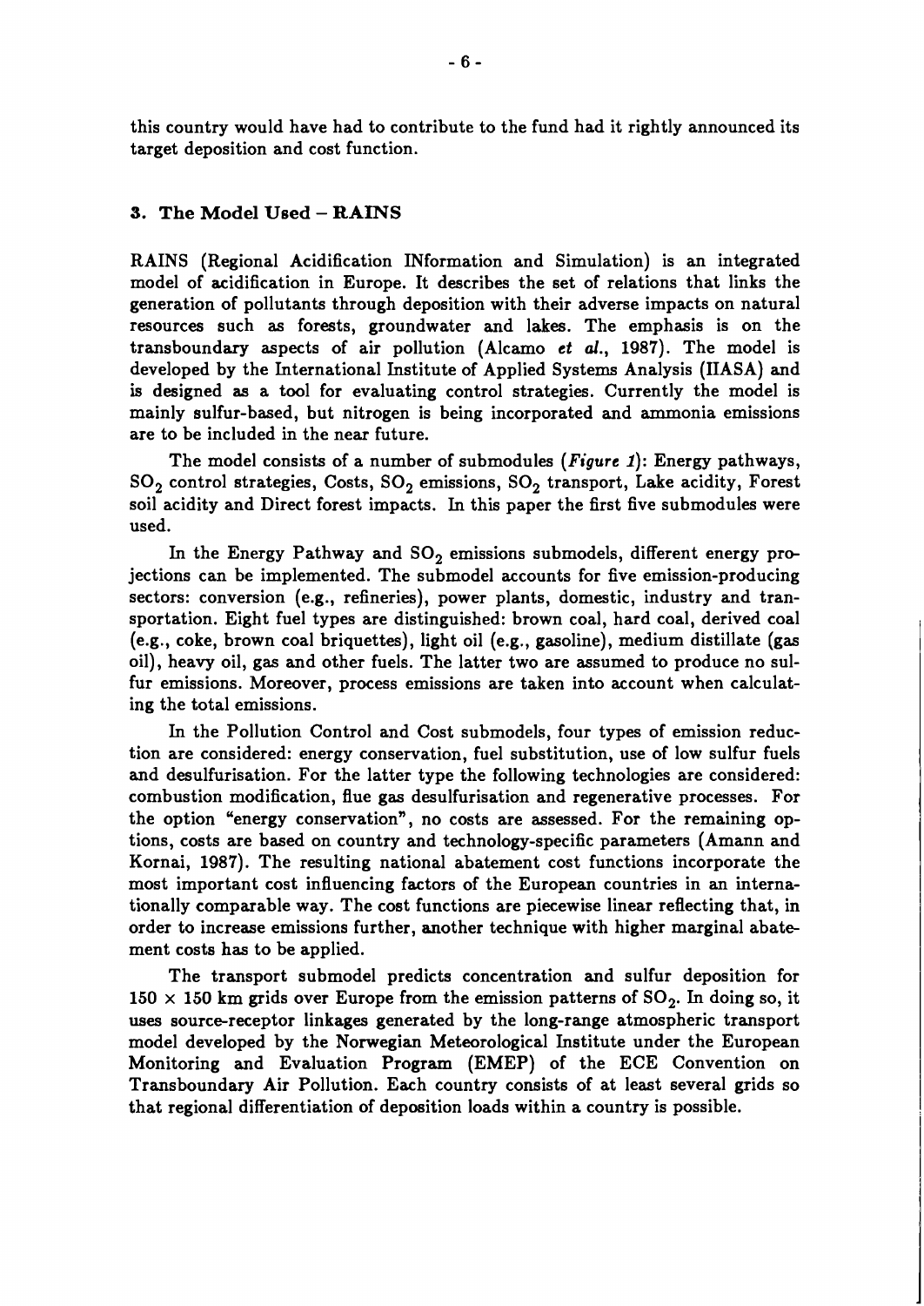this country would have had to contribute to the fund had it rightly announced its target deposition and cost function.

## 3. The Model Used – RAINS

RAINS (Regional Acidification INformation and Simulation) is an integrated model of acidification in Europe. It describes the set of relations that links the generation of pollutants through deposition with their adverse impacts on natural resources such as forests, groundwater and lakes. The emphasis is on the transboundary aspects of air pollution (Alcamo *et al.*, 1987). The model is developed by the International Institute of Applied Systems Analysis (IIASA) and is designed as a tool for evaluating control strategies. Currently the model is mainly sulfur-based, but nitrogen is being incorporated and ammonia emissions are to be included in the near future.

The model consists of a number of submodules (*Figure 1*): Energy pathways, $SO_2$ control strategies, Costs, $SO_2$ emissions, $SO_2$ transport, Lake acidity, Forest soil acidity and Direct forest impacts. In this paper the first five submodules were used.

In the Energy Pathway and $SO_2$ emissions submodels, different energy projections can be implemented. The submodel accounts for five emission-producing sectors: conversion (e.g., refineries), power plants, domestic, industry and transportation. Eight fuel types are distinguished: brown coal, hard coal, derived coal (e.g., coke, brown coal briquettes), light oil (e.g., gasoline), medium distillate (gas oil), heavy oil, gas and other fuels. The latter two are assumed to produce no sulfur emissions. Moreover, process emissions are taken into account when calculating the total emissions.

In the Pollution Control and Cost submodels, four types of emission reduction are considered: energy conservation, fuel substitution, use of low sulfur fuels and desulfurisation. For the latter type the following technologies are considered: combustion modification, flue gas desulfurisation and regenerative processes. For the option "energy conservation", no costs are assessed. For the remaining options, costs are based on country and technology-specific parameters (Amann and Kornai, 1987). The resulting national abatement cost functions incorporate the most important cost influencing factors of the European countries in an internationally comparable way. The cost functions are piecewise linear reflecting that, in order to increase emissions further, another technique with higher marginal abatement costs has to be applied.

The transport submodel predicts concentration and sulfur deposition for $150 \times 150$ km grids over Europe from the emission patterns of $SO_2$. In doing so, it uses source-receptor linkages generated by the long-range atmospheric transport model developed by the Norwegian Meteorological Institute under the European Monitoring and Evaluation Program (EMEP) of the ECE Convention on Transboundary Air Pollution. Each country consists of at least several grids so that regional differentiation of deposition loads within a country is possible.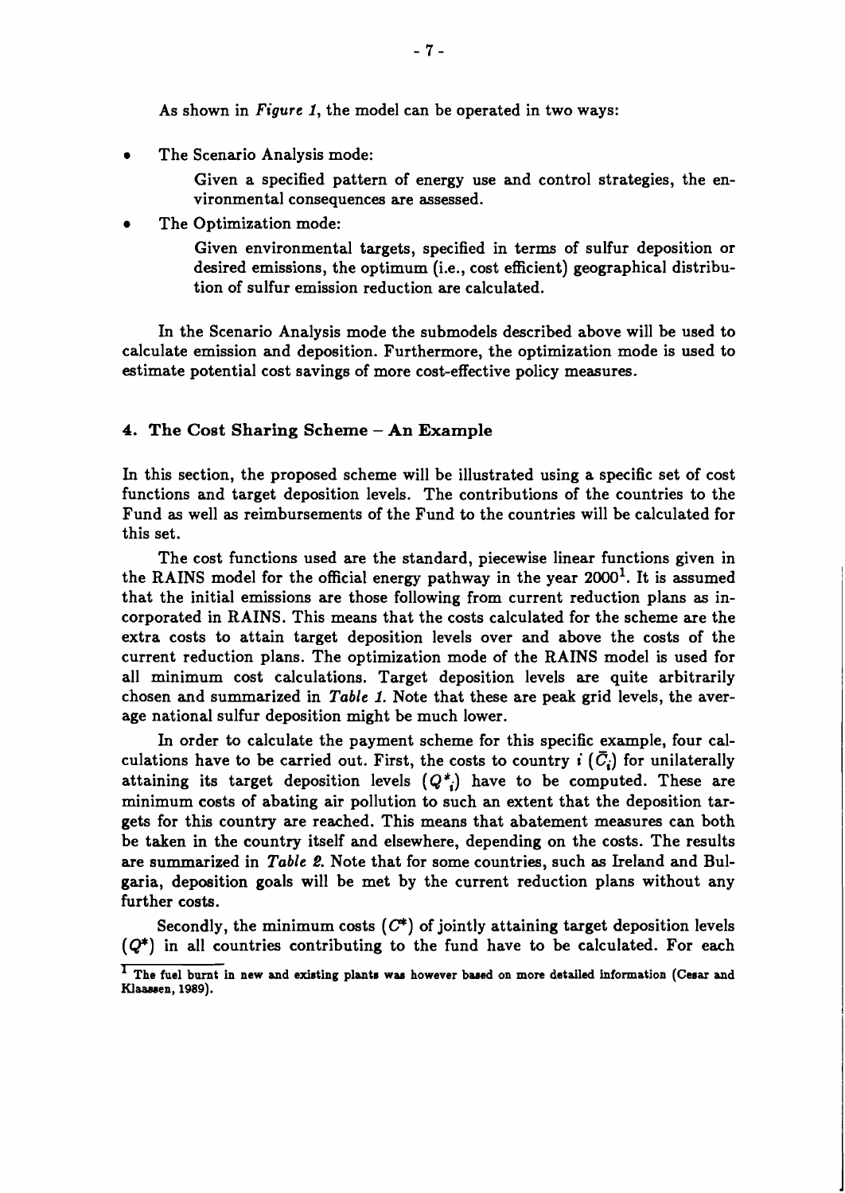As shown in *Figure 1*, the model can be operated in two ways:

- The Scenario Analysis mode:

  Given a specified pattern of energy use and control strategies, the environmental consequences are assessed.

- The Optimization mode:

  Given environmental targets, specified in terms of sulfur deposition or desired emissions, the optimum (i.e., cost efficient) geographical distribution of sulfur emission reduction are calculated.

In the Scenario Analysis mode the submodels described above will be used to calculate emission and deposition. Furthermore, the optimization mode is used to estimate potential cost savings of more cost-effective policy measures.

## 4. The Cost Sharing Scheme – An Example

In this section, the proposed scheme will be illustrated using a specific set of cost functions and target deposition levels. The contributions of the countries to the Fund as well as reimbursements of the Fund to the countries will be calculated for this set.

The cost functions used are the standard, piecewise linear functions given in the RAINS model for the official energy pathway in the year 2000[1]. It is assumed that the initial emissions are those following from current reduction plans as incorporated in RAINS. This means that the costs calculated for the scheme are the extra costs to attain target deposition levels over and above the costs of the current reduction plans. The optimization mode of the RAINS model is used for all minimum cost calculations. Target deposition levels are quite arbitrarily chosen and summarized in *Table 1*. Note that these are peak grid levels, the average national sulfur deposition might be much lower.

In order to calculate the payment scheme for this specific example, four calculations have to be carried out. First, the costs to country $i$ ($\bar{C}_i$) for unilaterally attaining its target deposition levels ($Q^*_i$) have to be computed. These are minimum costs of abating air pollution to such an extent that the deposition targets for this country are reached. This means that abatement measures can both be taken in the country itself and elsewhere, depending on the costs. The results are summarized in *Table 2*. Note that for some countries, such as Ireland and Bulgaria, deposition goals will be met by the current reduction plans without any further costs.

Secondly, the minimum costs ($C^*$) of jointly attaining target deposition levels ($Q^*$) in all countries contributing to the fund have to be calculated. For each

[1] The fuel burnt in new and existing plants was however based on more detailed information (Cesar and Klaassen, 1989).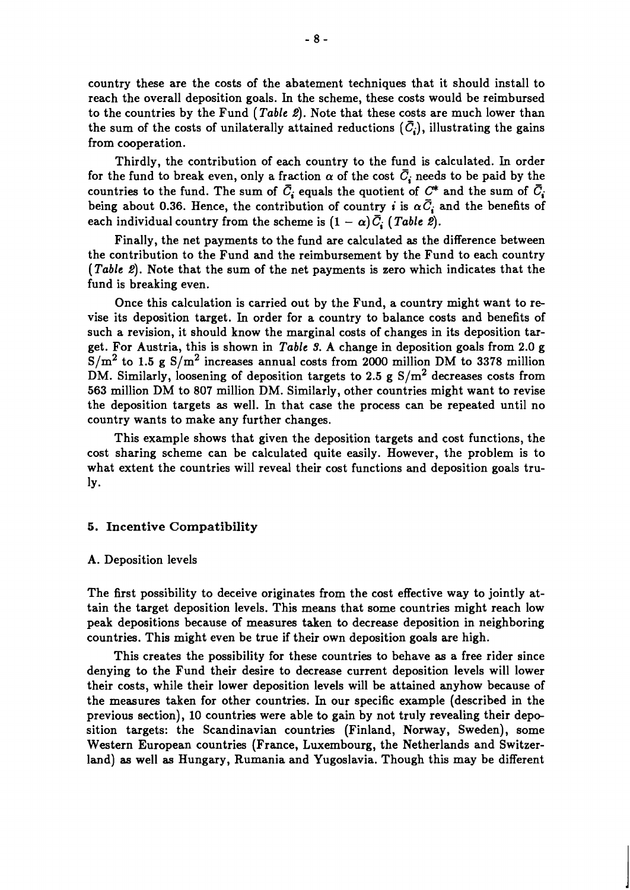country these are the costs of the abatement techniques that it should install to reach the overall deposition goals. In the scheme, these costs would be reimbursed to the countries by the Fund (*Table 2*). Note that these costs are much lower than the sum of the costs of unilaterally attained reductions ($\bar{C}_i$), illustrating the gains from cooperation.

Thirdly, the contribution of each country to the fund is calculated. In order for the fund to break even, only a fraction $\alpha$ of the cost $\bar{C}_i$ needs to be paid by the countries to the fund. The sum of $\bar{C}_i$ equals the quotient of $C^*$ and the sum of $\bar{C}_i$ being about 0.36. Hence, the contribution of country $i$ is $\alpha \bar{C}_i$ and the benefits of each individual country from the scheme is $(1 - \alpha)\bar{C}_i$ (*Table 2*).

Finally, the net payments to the fund are calculated as the difference between the contribution to the Fund and the reimbursement by the Fund to each country (*Table 2*). Note that the sum of the net payments is zero which indicates that the fund is breaking even.

Once this calculation is carried out by the Fund, a country might want to revise its deposition target. In order for a country to balance costs and benefits of such a revision, it should know the marginal costs of changes in its deposition target. For Austria, this is shown in *Table 3*. A change in deposition goals from 2.0 g $S/m^2$ to 1.5 g $S/m^2$ increases annual costs from 2000 million DM to 3378 million DM. Similarly, loosening of deposition targets to 2.5 g $S/m^2$ decreases costs from 563 million DM to 807 million DM. Similarly, other countries might want to revise the deposition targets as well. In that case the process can be repeated until no country wants to make any further changes.

This example shows that given the deposition targets and cost functions, the cost sharing scheme can be calculated quite easily. However, the problem is to what extent the countries will reveal their cost functions and deposition goals truly.

## 5. Incentive Compatibility

### A. Deposition levels

The first possibility to deceive originates from the cost effective way to jointly attain the target deposition levels. This means that some countries might reach low peak depositions because of measures taken to decrease deposition in neighboring countries. This might even be true if their own deposition goals are high.

This creates the possibility for these countries to behave as a free rider since denying to the Fund their desire to decrease current deposition levels will lower their costs, while their lower deposition levels will be attained anyhow because of the measures taken for other countries. In our specific example (described in the previous section), 10 countries were able to gain by not truly revealing their deposition targets: the Scandinavian countries (Finland, Norway, Sweden), some Western European countries (France, Luxembourg, the Netherlands and Switzerland) as well as Hungary, Rumania and Yugoslavia. Though this may be different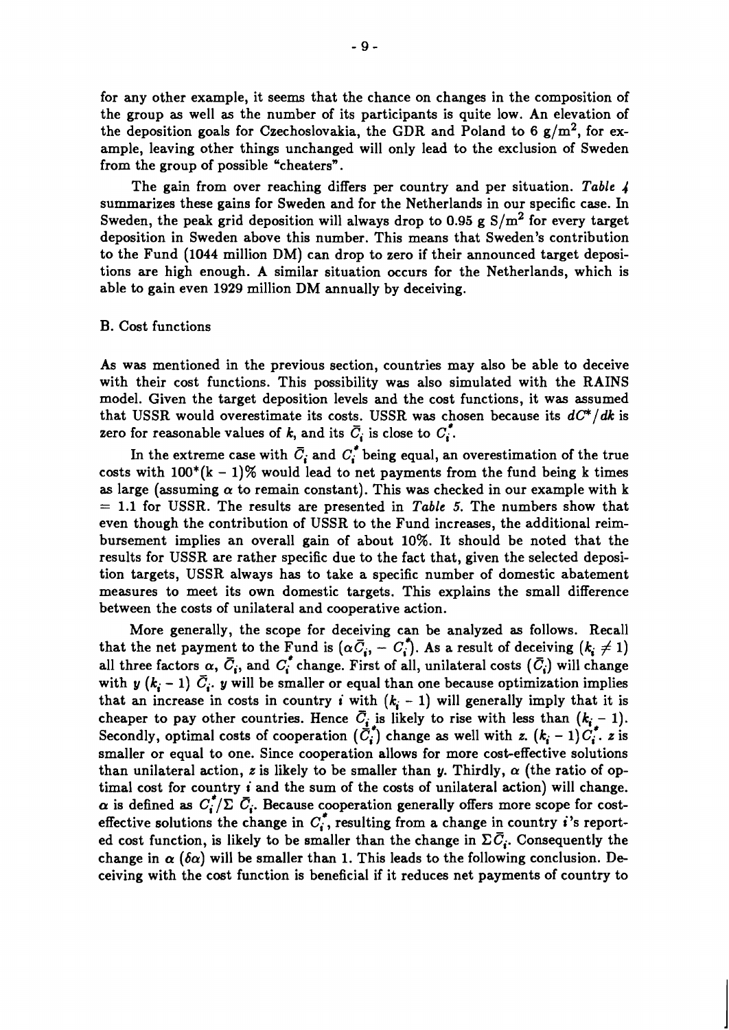for any other example, it seems that the chance on changes in the composition of the group as well as the number of its participants is quite low. An elevation of the deposition goals for Czechoslovakia, the GDR and Poland to 6 $g/m^2$, for example, leaving other things unchanged will only lead to the exclusion of Sweden from the group of possible "cheaters".

The gain from over reaching differs per country and per situation. *Table 4* summarizes these gains for Sweden and for the Netherlands in our specific case. In Sweden, the peak grid deposition will always drop to 0.95 g $S/m^2$ for every target deposition in Sweden above this number. This means that Sweden's contribution to the Fund (1044 million DM) can drop to zero if their announced target depositions are high enough. A similar situation occurs for the Netherlands, which is able to gain even 1929 million DM annually by deceiving.

B. Cost functions

As was mentioned in the previous section, countries may also be able to deceive with their cost functions. This possibility was also simulated with the RAINS model. Given the target deposition levels and the cost functions, it was assumed that USSR would overestimate its costs. USSR was chosen because its $dC^*/dk$ is zero for reasonable values of $k$, and its $\bar{C}_i$ is close to $C_i^*$.

In the extreme case with $\bar{C}_i$ and $C_i^*$ being equal, an overestimation of the true costs with $100^*(k - 1)\%$ would lead to net payments from the fund being k times as large (assuming $\alpha$ to remain constant). This was checked in our example with k = 1.1 for USSR. The results are presented in *Table 5*. The numbers show that even though the contribution of USSR to the Fund increases, the additional reimbursement implies an overall gain of about 10%. It should be noted that the results for USSR are rather specific due to the fact that, given the selected deposition targets, USSR always has to take a specific number of domestic abatement measures to meet its own domestic targets. This explains the small difference between the costs of unilateral and cooperative action.

More generally, the scope for deceiving can be analyzed as follows. Recall that the net payment to the Fund is $(\alpha\bar{C}_i, - C_i^*)$. As a result of deceiving $(k_i \neq 1)$ all three factors $\alpha$, $\bar{C}_i$, and $C_i^*$ change. First of all, unilateral costs $(\bar{C}_i)$ will change with $y\ (k_i - 1)\ \bar{C}_i$. $y$ will be smaller or equal than one because optimization implies that an increase in costs in country $i$ with $(k_i - 1)$ will generally imply that it is cheaper to pay other countries. Hence $\bar{C}_i$ is likely to rise with less than $(k_i - 1)$. Secondly, optimal costs of cooperation $(\bar{C}_i^*)$ change as well with $z.\ (k_i - 1)C_i^*$. $z$ is smaller or equal to one. Since cooperation allows for more cost-effective solutions than unilateral action, $z$ is likely to be smaller than $y$. Thirdly, $\alpha$ (the ratio of optimal cost for country $i$ and the sum of the costs of unilateral action) will change. $\alpha$ is defined as $C_i^*/\Sigma\ \bar{C}_i$. Because cooperation generally offers more scope for cost-effective solutions the change in $C_i^*$, resulting from a change in country $i$'s reported cost function, is likely to be smaller than the change in $\Sigma\bar{C}_i$. Consequently the change in $\alpha$ $(\delta\alpha)$ will be smaller than 1. This leads to the following conclusion. Deceiving with the cost function is beneficial if it reduces net payments of country to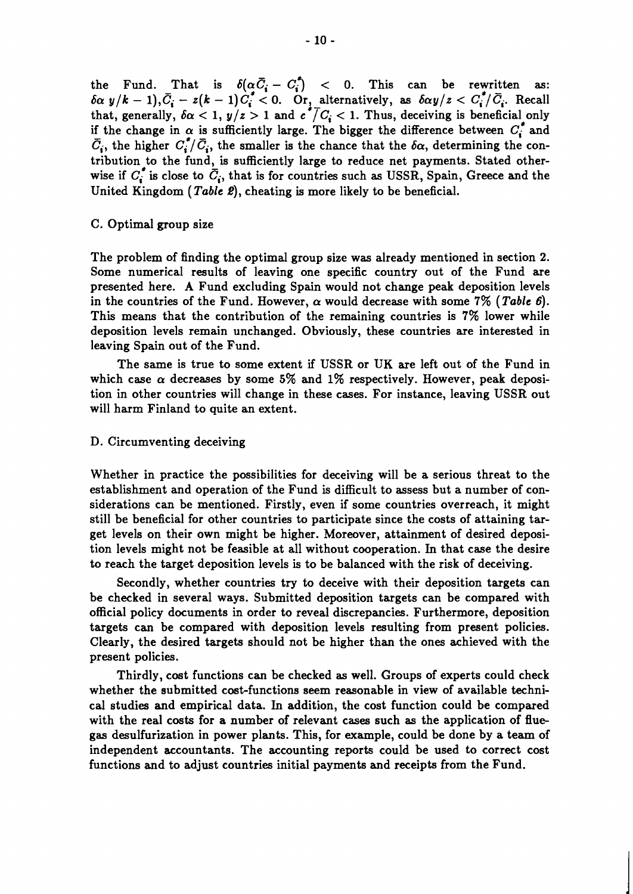the Fund. That is $\delta(\alpha \bar{C}_i - C_i^*) < 0$. This can be rewritten as: $\delta\alpha\ y/k - 1),\bar{C}_i - z(k-1)C_i^* < 0$. Or, alternatively, as $\delta\alpha y/z < C_i^*/\bar{C}_i$. Recall that, generally, $\delta\alpha < 1$, $y/z > 1$ and $c^*/C_i < 1$. Thus, deceiving is beneficial only if the change in $\alpha$ is sufficiently large. The bigger the difference between $C_i^*$ and $\bar{C}_i$, the higher $C_i^*/\bar{C}_i$, the smaller is the chance that the $\delta\alpha$, determining the contribution to the fund, is sufficiently large to reduce net payments. Stated otherwise if $C_i^*$ is close to $\bar{C}_i$, that is for countries such as USSR, Spain, Greece and the United Kingdom (*Table 2*), cheating is more likely to be beneficial.

### C. Optimal group size

The problem of finding the optimal group size was already mentioned in section 2. Some numerical results of leaving one specific country out of the Fund are presented here. A Fund excluding Spain would not change peak deposition levels in the countries of the Fund. However, $\alpha$ would decrease with some 7% (*Table 6*). This means that the contribution of the remaining countries is 7% lower while deposition levels remain unchanged. Obviously, these countries are interested in leaving Spain out of the Fund.

The same is true to some extent if USSR or UK are left out of the Fund in which case $\alpha$ decreases by some 5% and 1% respectively. However, peak deposition in other countries will change in these cases. For instance, leaving USSR out will harm Finland to quite an extent.

### D. Circumventing deceiving

Whether in practice the possibilities for deceiving will be a serious threat to the establishment and operation of the Fund is difficult to assess but a number of considerations can be mentioned. Firstly, even if some countries overreach, it might still be beneficial for other countries to participate since the costs of attaining target levels on their own might be higher. Moreover, attainment of desired deposition levels might not be feasible at all without cooperation. In that case the desire to reach the target deposition levels is to be balanced with the risk of deceiving.

Secondly, whether countries try to deceive with their deposition targets can be checked in several ways. Submitted deposition targets can be compared with official policy documents in order to reveal discrepancies. Furthermore, deposition targets can be compared with deposition levels resulting from present policies. Clearly, the desired targets should not be higher than the ones achieved with the present policies.

Thirdly, cost functions can be checked as well. Groups of experts could check whether the submitted cost-functions seem reasonable in view of available technical studies and empirical data. In addition, the cost function could be compared with the real costs for a number of relevant cases such as the application of flue-gas desulfurization in power plants. This, for example, could be done by a team of independent accountants. The accounting reports could be used to correct cost functions and to adjust countries initial payments and receipts from the Fund.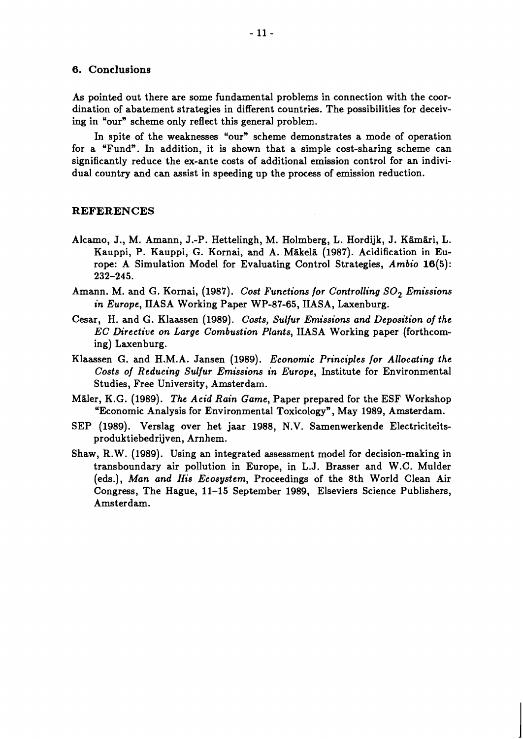## 6. Conclusions

As pointed out there are some fundamental problems in connection with the coordination of abatement strategies in different countries. The possibilities for deceiving in "our" scheme only reflect this general problem.

In spite of the weaknesses "our" scheme demonstrates a mode of operation for a "Fund". In addition, it is shown that a simple cost-sharing scheme can significantly reduce the ex-ante costs of additional emission control for an individual country and can assist in speeding up the process of emission reduction.

## REFERENCES

Alcamo, J., M. Amann, J.-P. Hettelingh, M. Holmberg, L. Hordijk, J. Kämäri, L. Kauppi, P. Kauppi, G. Kornai, and A. Mäkelä (1987). Acidification in Europe: A Simulation Model for Evaluating Control Strategies, *Ambio* **16**(5): 232–245.

Amann. M. and G. Kornai, (1987). *Cost Functions for Controlling $SO_2$ Emissions in Europe*, IIASA Working Paper WP-87-65, IIASA, Laxenburg.

Cesar, H. and G. Klaassen (1989). *Costs, Sulfur Emissions and Deposition of the EC Directive on Large Combustion Plants*, IIASA Working paper (forthcoming) Laxenburg.

Klaassen G. and H.M.A. Jansen (1989). *Economic Principles for Allocating the Costs of Reducing Sulfur Emissions in Europe*, Institute for Environmental Studies, Free University, Amsterdam.

Mäler, K.G. (1989). *The Acid Rain Game*, Paper prepared for the ESF Workshop "Economic Analysis for Environmental Toxicology", May 1989, Amsterdam.

SEP (1989). Verslag over het jaar 1988, N.V. Samenwerkende Electriciteitsproduktiebedrijven, Arnhem.

Shaw, R.W. (1989). Using an integrated assessment model for decision-making in transboundary air pollution in Europe, in L.J. Brasser and W.C. Mulder (eds.), *Man and His Ecosystem*, Proceedings of the 8th World Clean Air Congress, The Hague, 11–15 September 1989, Elseviers Science Publishers, Amsterdam.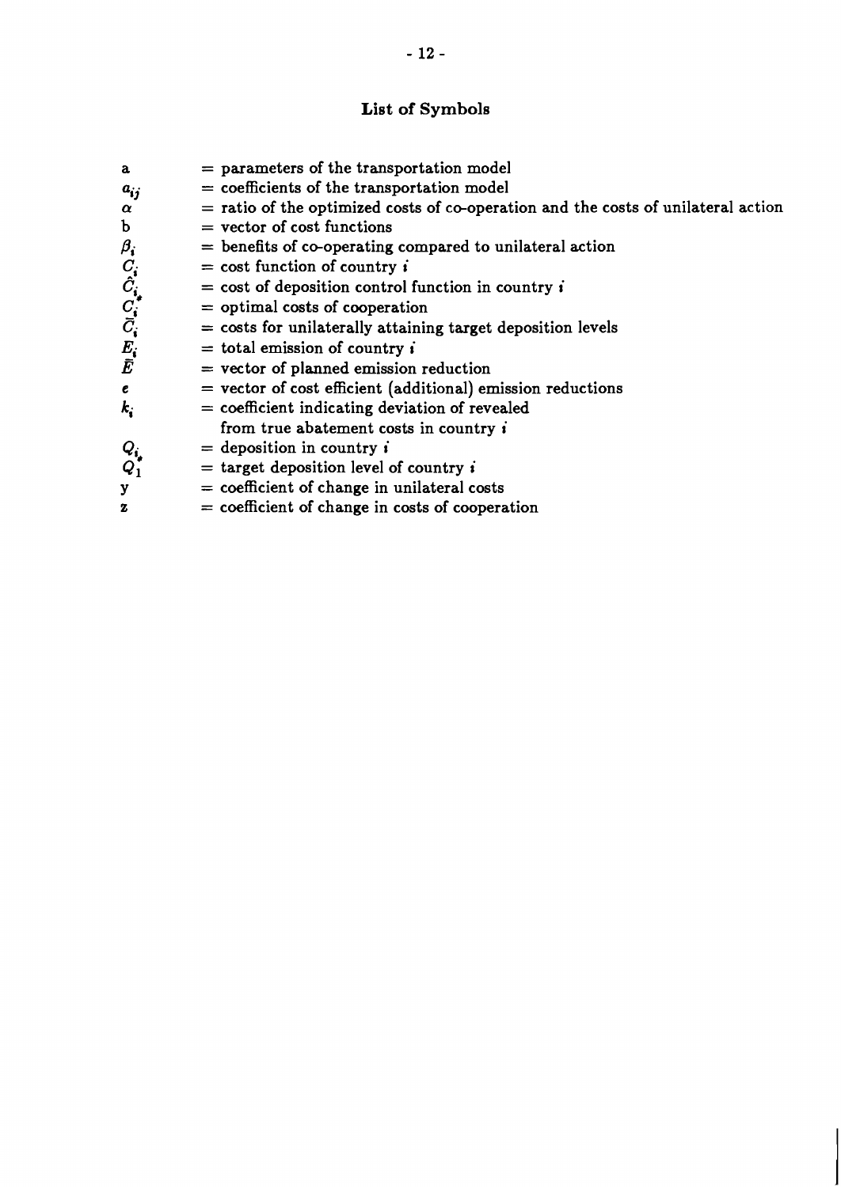## List of Symbols

| | |
|---|---|
| a | = parameters of the transportation model |
| $a_{ij}$ | = coefficients of the transportation model |
| $\alpha$ | = ratio of the optimized costs of co-operation and the costs of unilateral action |
| b | = vector of cost functions |
| $\beta_i$ | = benefits of co-operating compared to unilateral action |
| $C_i$ | = cost function of country $i$ |
| $\hat{C}_{i_*}$ | = cost of deposition control function in country $i$ |
| $C_i^*$ | = optimal costs of cooperation |
| $\bar{C}_i$ | = costs for unilaterally attaining target deposition levels |
| $E_i$ | = total emission of country $i$ |
| $\bar{E}$ | = vector of planned emission reduction |
| $e$ | = vector of cost efficient (additional) emission reductions |
| $k_i$ | = coefficient indicating deviation of revealed from true abatement costs in country $i$ |
| $Q_{i_*}$ | = deposition in country $i$ |
| $Q_1^*$ | = target deposition level of country $i$ |
| y | = coefficient of change in unilateral costs |
| z | = coefficient of change in costs of cooperation |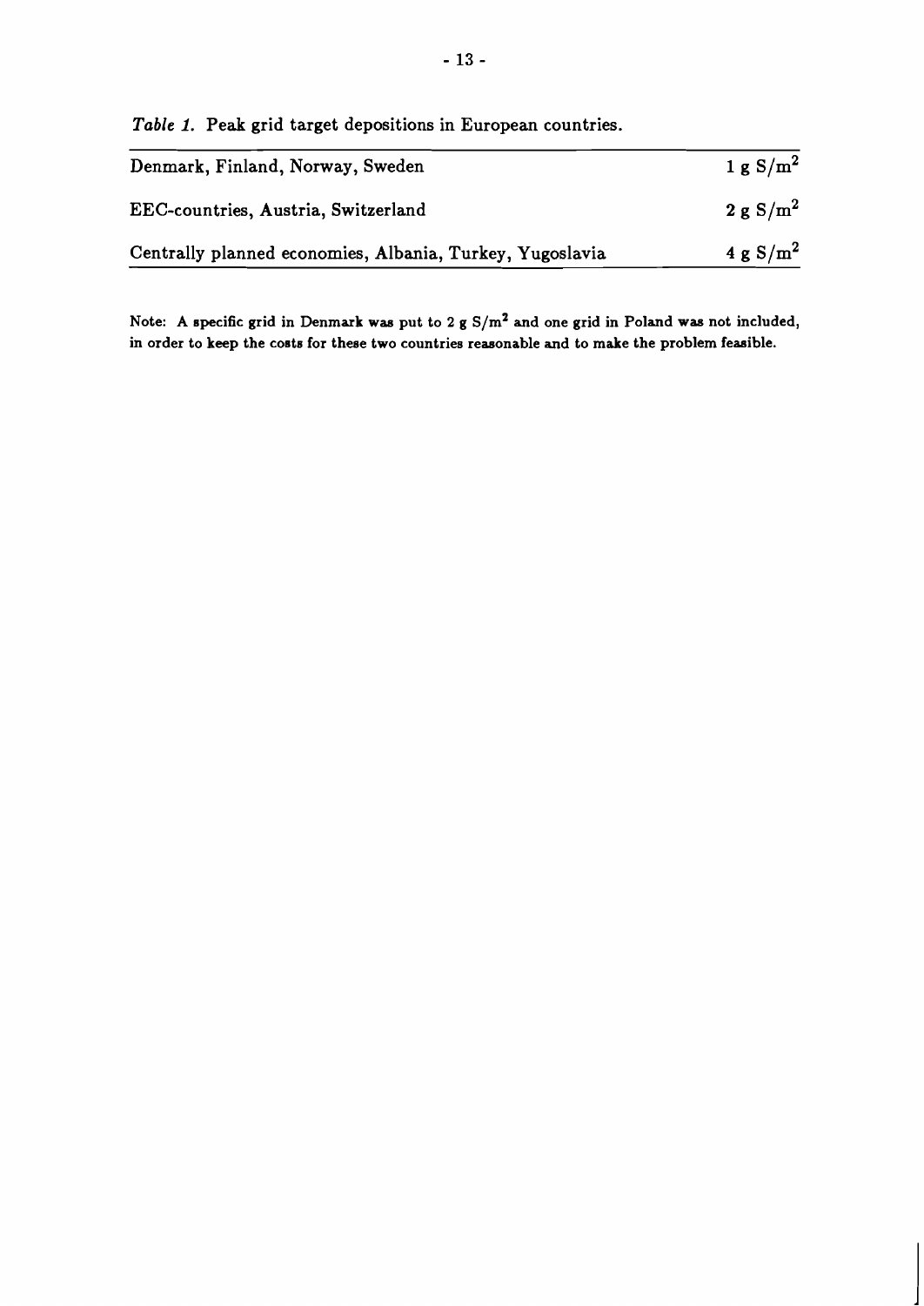*Table 1.* Peak grid target depositions in European countries.

| | |
|---|---|
| Denmark, Finland, Norway, Sweden | $1 \text{ g S/m}^2$ |
| EEC-countries, Austria, Switzerland | $2 \text{ g S/m}^2$ |
| Centrally planned economies, Albania, Turkey, Yugoslavia | $4 \text{ g S/m}^2$ |

Note: A specific grid in Denmark was put to $2 \text{ g S/m}^2$ and one grid in Poland was not included, in order to keep the costs for these two countries reasonable and to make the problem feasible.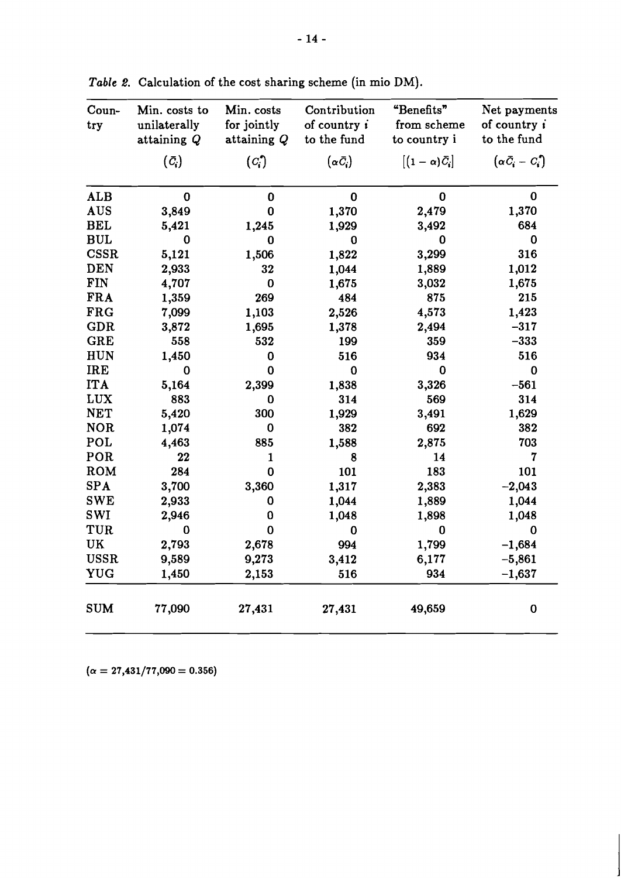*Table 2.* Calculation of the cost sharing scheme (in mio DM).

| Country | Min. costs to unilaterally attaining $Q$ $(\bar{C}_i)$ | Min. costs for jointly attaining $Q$ $(C_i^*)$ | Contribution of country $i$ to the fund $(\alpha\bar{C}_i)$ | "Benefits" from scheme to country i $[(1-\alpha)\bar{C}_i]$ | Net payments of country $i$ to the fund $(\alpha\bar{C}_i - C_i^*)$ |
|---|---|---|---|---|---|
| ALB | 0 | 0 | 0 | 0 | 0 |
| AUS | 3,849 | 0 | 1,370 | 2,479 | 1,370 |
| BEL | 5,421 | 1,245 | 1,929 | 3,492 | 684 |
| BUL | 0 | 0 | 0 | 0 | 0 |
| CSSR | 5,121 | 1,506 | 1,822 | 3,299 | 316 |
| DEN | 2,933 | 32 | 1,044 | 1,889 | 1,012 |
| FIN | 4,707 | 0 | 1,675 | 3,032 | 1,675 |
| FRA | 1,359 | 269 | 484 | 875 | 215 |
| FRG | 7,099 | 1,103 | 2,526 | 4,573 | 1,423 |
| GDR | 3,872 | 1,695 | 1,378 | 2,494 | −317 |
| GRE | 558 | 532 | 199 | 359 | −333 |
| HUN | 1,450 | 0 | 516 | 934 | 516 |
| IRE | 0 | 0 | 0 | 0 | 0 |
| ITA | 5,164 | 2,399 | 1,838 | 3,326 | −561 |
| LUX | 883 | 0 | 314 | 569 | 314 |
| NET | 5,420 | 300 | 1,929 | 3,491 | 1,629 |
| NOR | 1,074 | 0 | 382 | 692 | 382 |
| POL | 4,463 | 885 | 1,588 | 2,875 | 703 |
| POR | 22 | 1 | 8 | 14 | 7 |
| ROM | 284 | 0 | 101 | 183 | 101 |
| SPA | 3,700 | 3,360 | 1,317 | 2,383 | −2,043 |
| SWE | 2,933 | 0 | 1,044 | 1,889 | 1,044 |
| SWI | 2,946 | 0 | 1,048 | 1,898 | 1,048 |
| TUR | 0 | 0 | 0 | 0 | 0 |
| UK | 2,793 | 2,678 | 994 | 1,799 | −1,684 |
| USSR | 9,589 | 9,273 | 3,412 | 6,177 | −5,861 |
| YUG | 1,450 | 2,153 | 516 | 934 | −1,637 |
| SUM | 77,090 | 27,431 | 27,431 | 49,659 | 0 |

$(\alpha = 27{,}431/77{,}090 = 0.356)$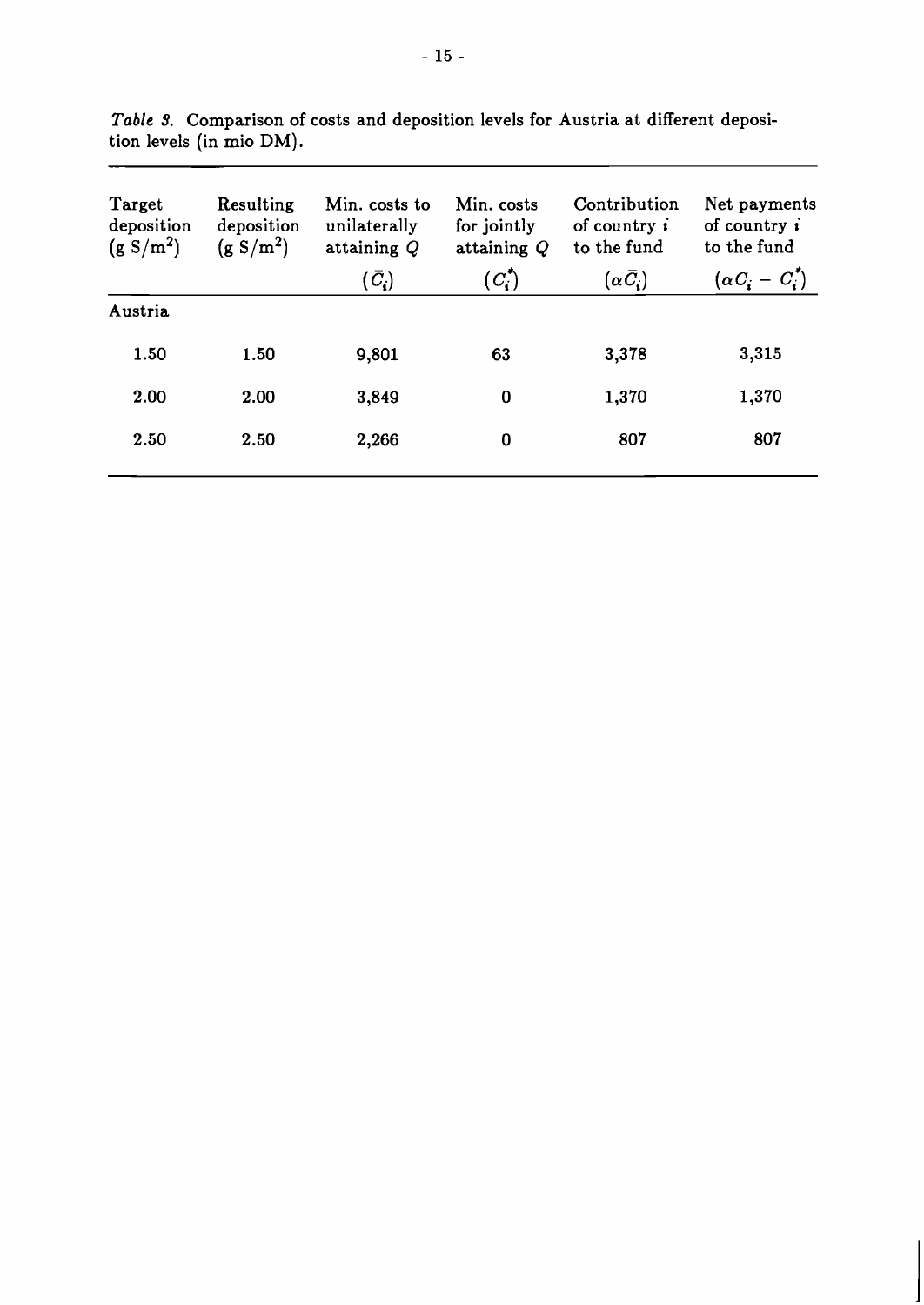*Table 3.* Comparison of costs and deposition levels for Austria at different deposition levels (in mio DM).

| Target deposition (g $S/m^2$) | Resulting deposition (g $S/m^2$) | Min. costs to unilaterally attaining $Q$ ($\bar{C}_i$) | Min. costs for jointly attaining $Q$ ($C_i^*$) | Contribution of country $i$ to the fund ($\alpha\bar{C}_i$) | Net payments of country $i$ to the fund ($\alpha C_i - C_i^*$) |
|---|---|---|---|---|---|
| Austria | | | | | |
| 1.50 | 1.50 | 9,801 | 63 | 3,378 | 3,315 |
| 2.00 | 2.00 | 3,849 | 0 | 1,370 | 1,370 |
| 2.50 | 2.50 | 2,266 | 0 | 807 | 807 |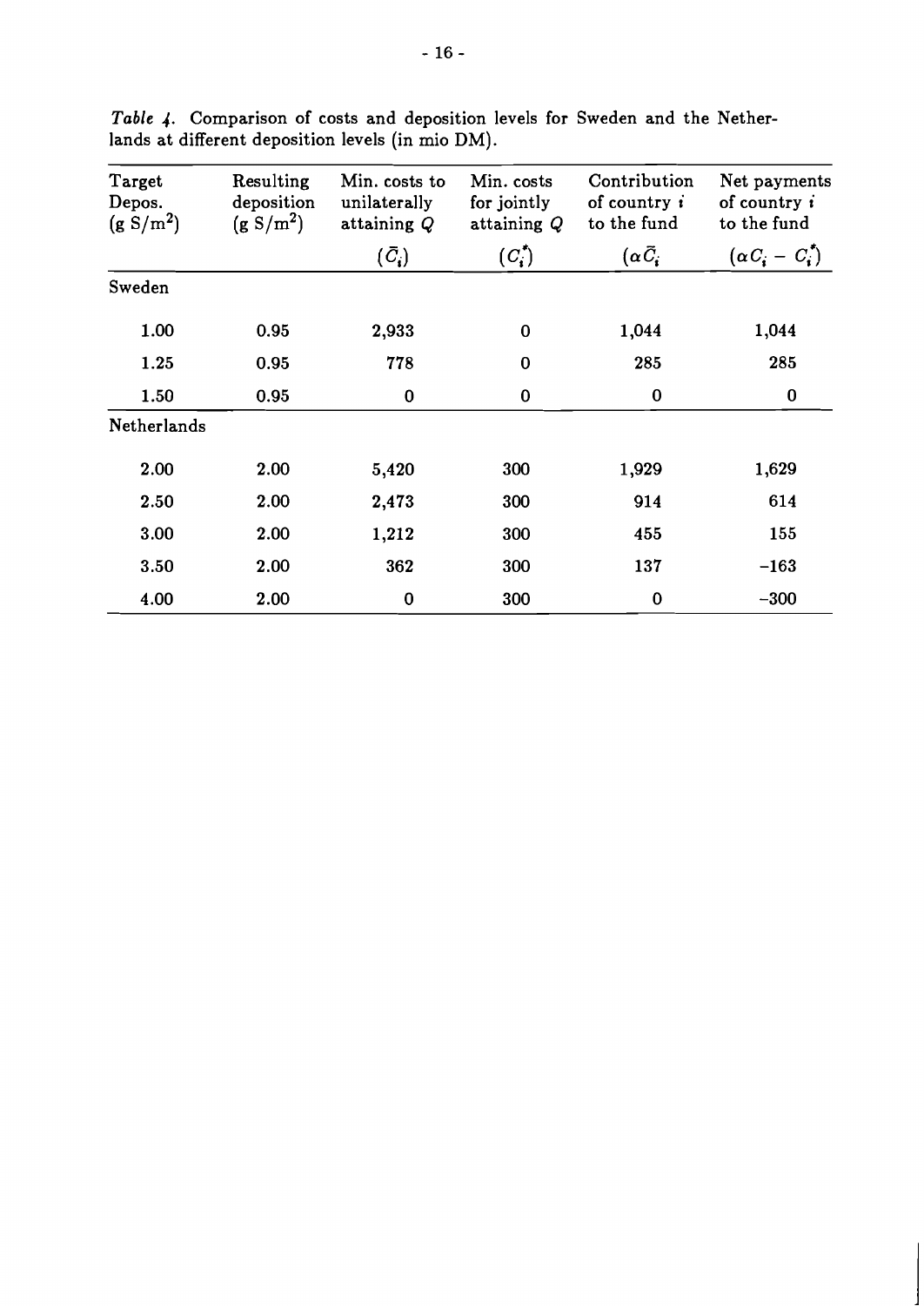*Table 4.* Comparison of costs and deposition levels for Sweden and the Netherlands at different deposition levels (in mio DM).

| Target Depos. (g $S/m^2$) | Resulting deposition (g $S/m^2$) | Min. costs to unilaterally attaining $Q$ | Min. costs for jointly attaining $Q$ | Contribution of country $i$ to the fund | Net payments of country $i$ to the fund |
|---|---|---|---|---|---|
| | | $(\bar{C}_i)$ | $(C_i^*)$ | $(\alpha \bar{C}_i$ | $(\alpha C_i - C_i^*)$ |
| Sweden | | | | | |
| 1.00 | 0.95 | 2,933 | 0 | 1,044 | 1,044 |
| 1.25 | 0.95 | 778 | 0 | 285 | 285 |
| 1.50 | 0.95 | 0 | 0 | 0 | 0 |
| Netherlands | | | | | |
| 2.00 | 2.00 | 5,420 | 300 | 1,929 | 1,629 |
| 2.50 | 2.00 | 2,473 | 300 | 914 | 614 |
| 3.00 | 2.00 | 1,212 | 300 | 455 | 155 |
| 3.50 | 2.00 | 362 | 300 | 137 | −163 |
| 4.00 | 2.00 | 0 | 300 | 0 | −300 |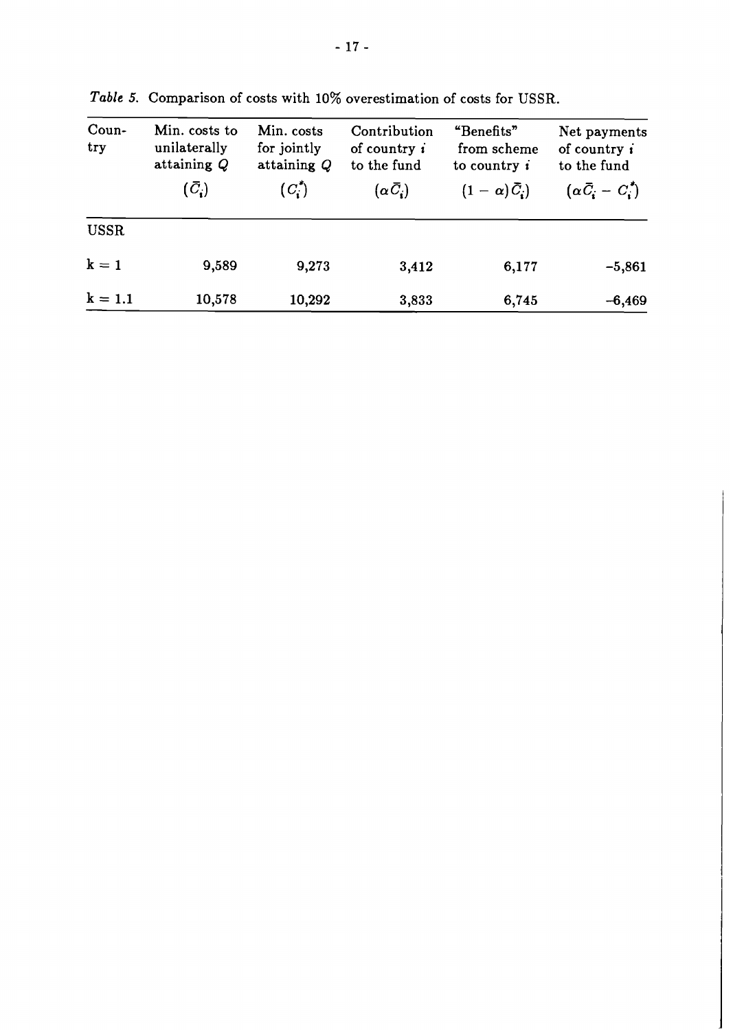*Table 5.* Comparison of costs with 10% overestimation of costs for USSR.

| Country | Min. costs to unilaterally attaining $Q$ ($\bar{C}_i$) | Min. costs for jointly attaining $Q$ ($C_i^*$) | Contribution of country $i$ to the fund ($\alpha \bar{C}_i$) | "Benefits" from scheme to country $i$ ($(1-\alpha)\bar{C}_i$) | Net payments of country $i$ to the fund ($\alpha \bar{C}_i - C_i^*$) |
|---|---|---|---|---|---|
| USSR | | | | | |
| k = 1 | 9,589 | 9,273 | 3,412 | 6,177 | −5,861 |
| k = 1.1 | 10,578 | 10,292 | 3,833 | 6,745 | −6,469 |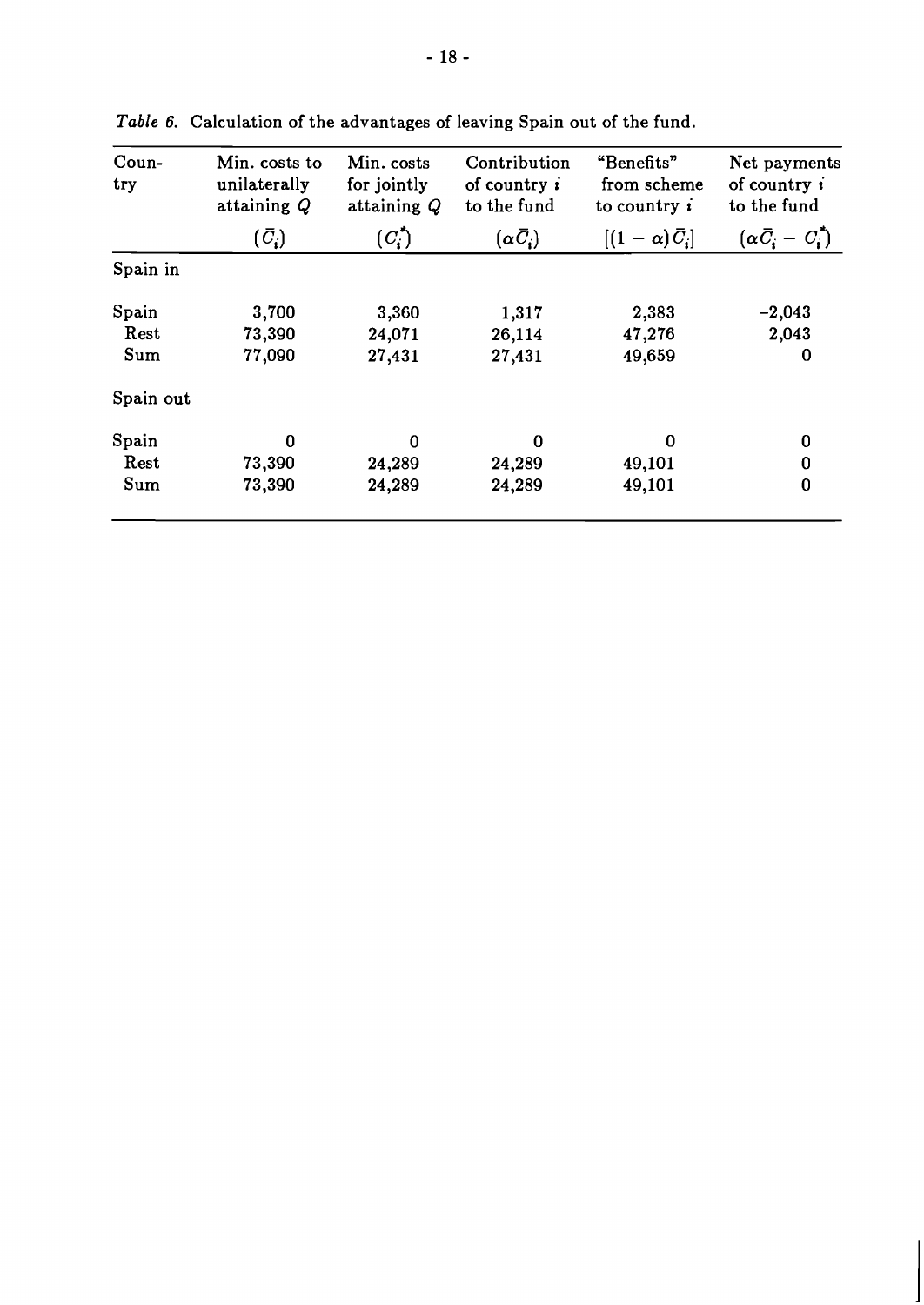*Table 6.* Calculation of the advantages of leaving Spain out of the fund.

| Country | Min. costs to unilaterally attaining $Q$ | Min. costs for jointly attaining $Q$ | Contribution of country $i$ to the fund | "Benefits" from scheme to country $i$ | Net payments of country $i$ to the fund |
|---|---|---|---|---|---|
| | $(\bar{C}_i)$ | $(C_i^*)$ | $(\alpha\bar{C}_i)$ | $[(1-\alpha)\bar{C}_i]$ | $(\alpha\bar{C}_i - C_i^*)$ |
| Spain in | | | | | |
| Spain | 3,700 | 3,360 | 1,317 | 2,383 | −2,043 |
| Rest | 73,390 | 24,071 | 26,114 | 47,276 | 2,043 |
| Sum | 77,090 | 27,431 | 27,431 | 49,659 | 0 |
| Spain out | | | | | |
| Spain | 0 | 0 | 0 | 0 | 0 |
| Rest | 73,390 | 24,289 | 24,289 | 49,101 | 0 |
| Sum | 73,390 | 24,289 | 24,289 | 49,101 | 0 |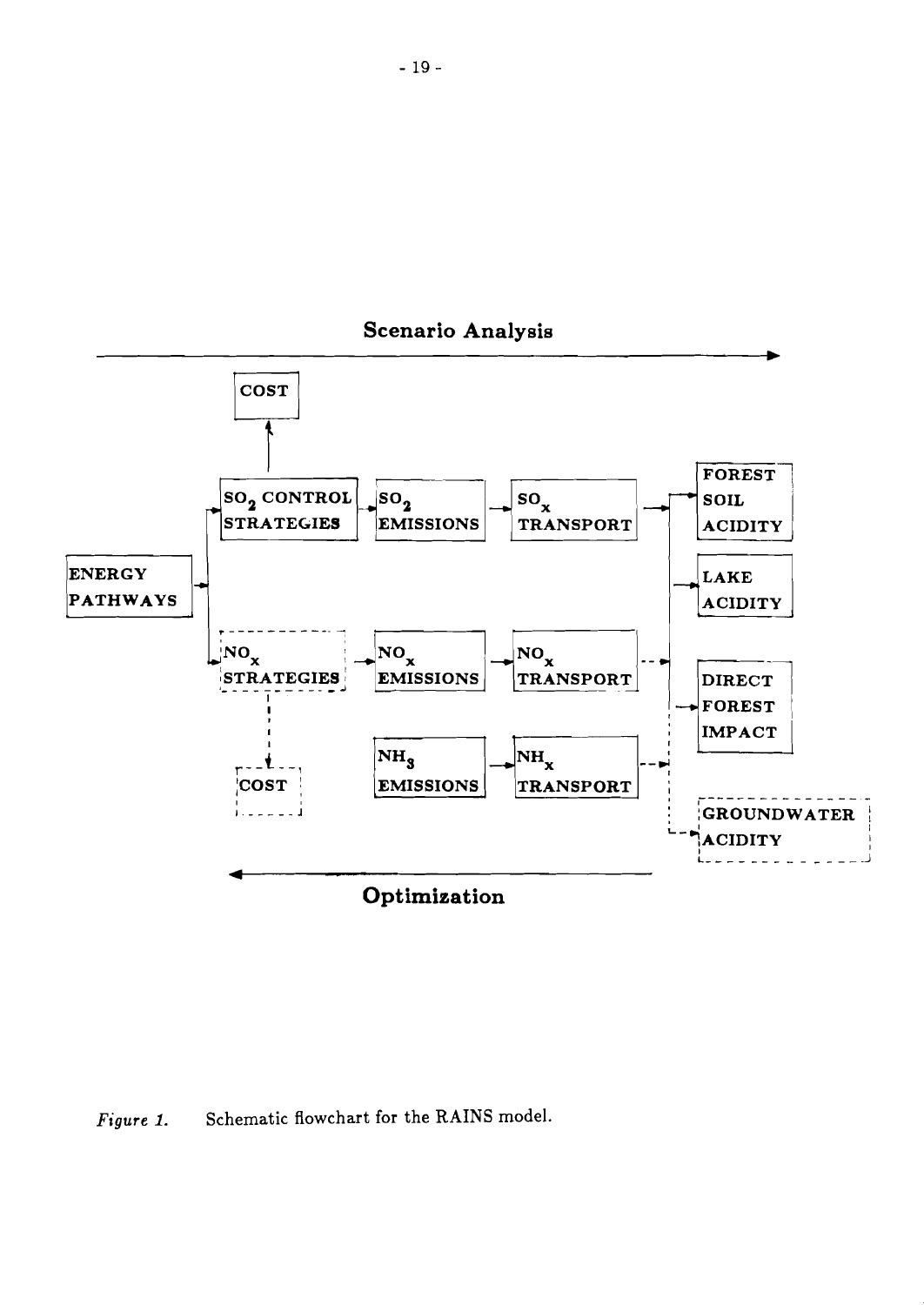Scenario Analysis

COST

$SO_2$ CONTROL STRATEGIES

$SO_2$ EMISSIONS

$SO_x$ TRANSPORT

FOREST SOIL ACIDITY

ENERGY PATHWAYS

LAKE ACIDITY

$NO_x$ STRATEGIES

$NO_x$ EMISSIONS

$NO_x$ TRANSPORT

DIRECT FOREST IMPACT

$NH_3$ EMISSIONS

$NH_x$ TRANSPORT

COST

GROUNDWATER ACIDITY

Optimization

*Figure 1.* Schematic flowchart for the RAINS model.